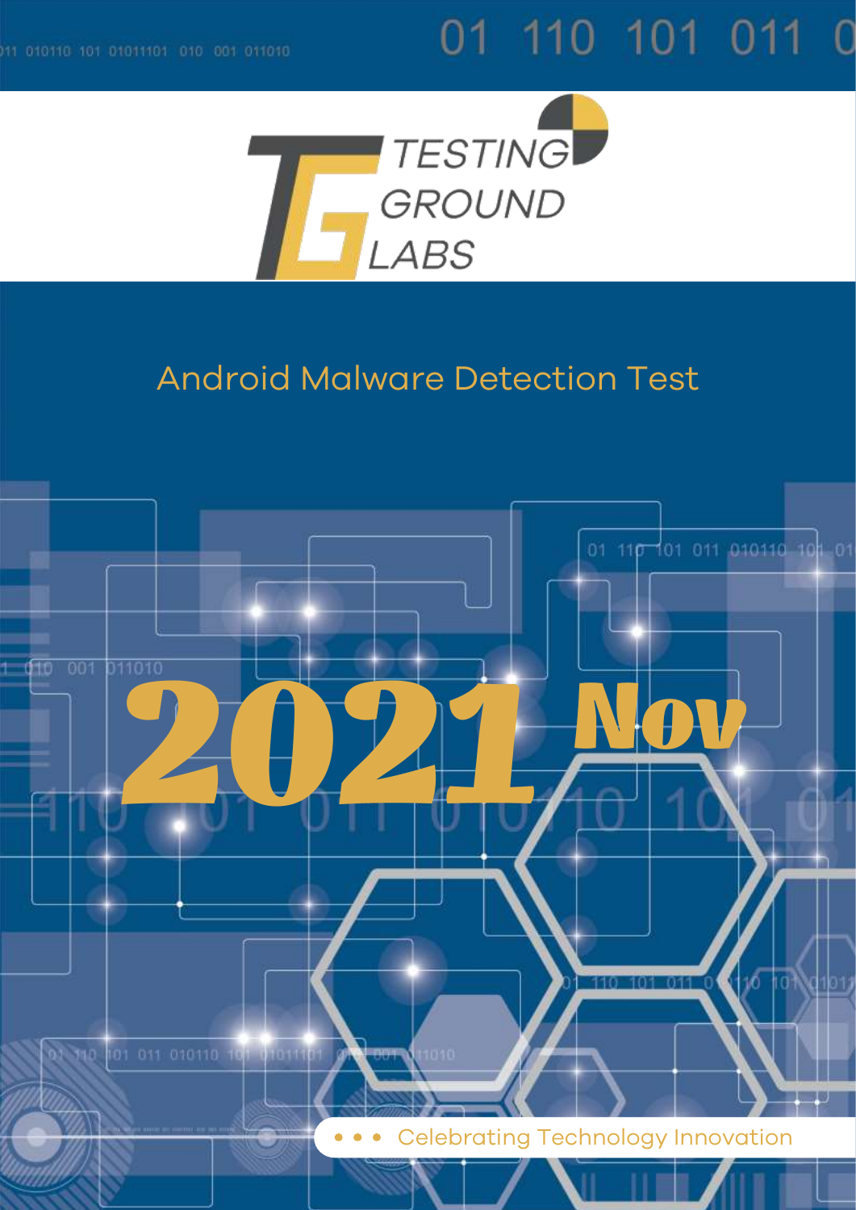TESTING GROUND LABS

# Android Malware Detection Test

# 2021 Nov

• • • Celebrating Technology Innovation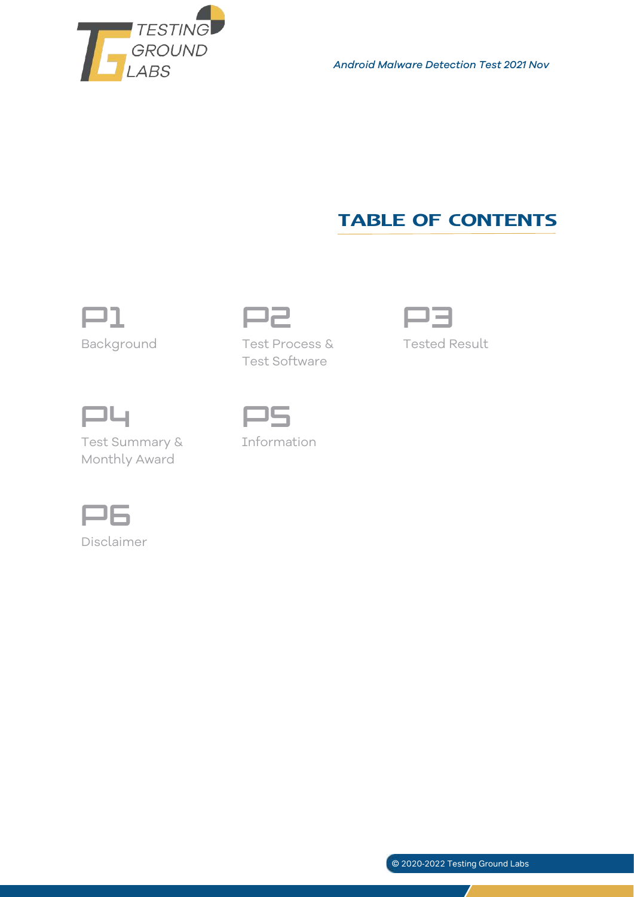# TABLE OF CONTENTS

**P1**
Background

**P2**
Test Process & Test Software

**P3**
Tested Result

**P4**
Test Summary & Monthly Award

**P5**
Information

**P6**
Disclaimer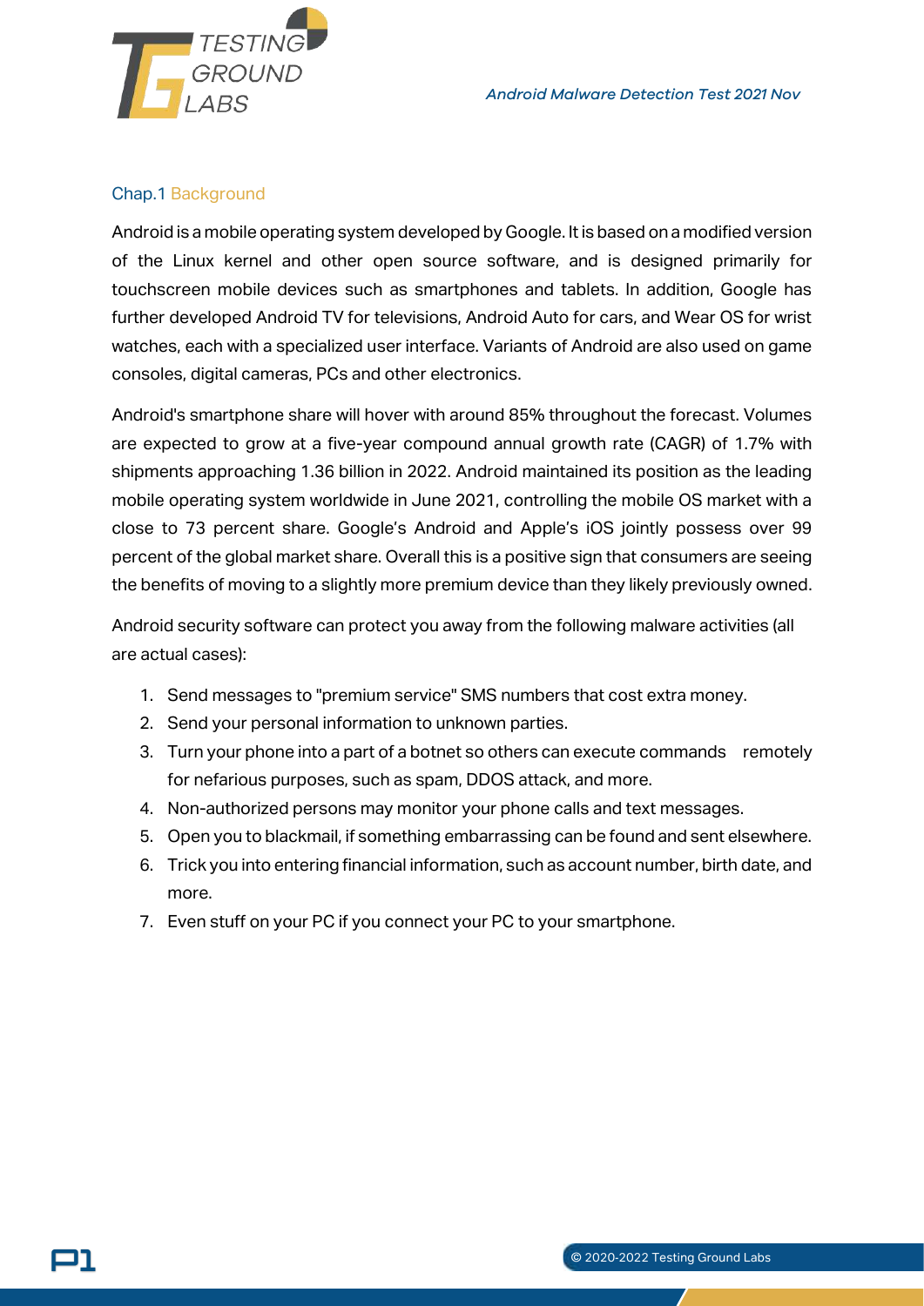## Chap.1 Background

Android is a mobile operating system developed by Google. It is based on a modified version of the Linux kernel and other open source software, and is designed primarily for touchscreen mobile devices such as smartphones and tablets. In addition, Google has further developed Android TV for televisions, Android Auto for cars, and Wear OS for wrist watches, each with a specialized user interface. Variants of Android are also used on game consoles, digital cameras, PCs and other electronics.

Android's smartphone share will hover with around 85% throughout the forecast. Volumes are expected to grow at a five-year compound annual growth rate (CAGR) of 1.7% with shipments approaching 1.36 billion in 2022. Android maintained its position as the leading mobile operating system worldwide in June 2021, controlling the mobile OS market with a close to 73 percent share. Google's Android and Apple's iOS jointly possess over 99 percent of the global market share. Overall this is a positive sign that consumers are seeing the benefits of moving to a slightly more premium device than they likely previously owned.

Android security software can protect you away from the following malware activities (all are actual cases):

1. Send messages to "premium service" SMS numbers that cost extra money.
2. Send your personal information to unknown parties.
3. Turn your phone into a part of a botnet so others can execute commands remotely for nefarious purposes, such as spam, DDOS attack, and more.
4. Non-authorized persons may monitor your phone calls and text messages.
5. Open you to blackmail, if something embarrassing can be found and sent elsewhere.
6. Trick you into entering financial information, such as account number, birth date, and more.
7. Even stuff on your PC if you connect your PC to your smartphone.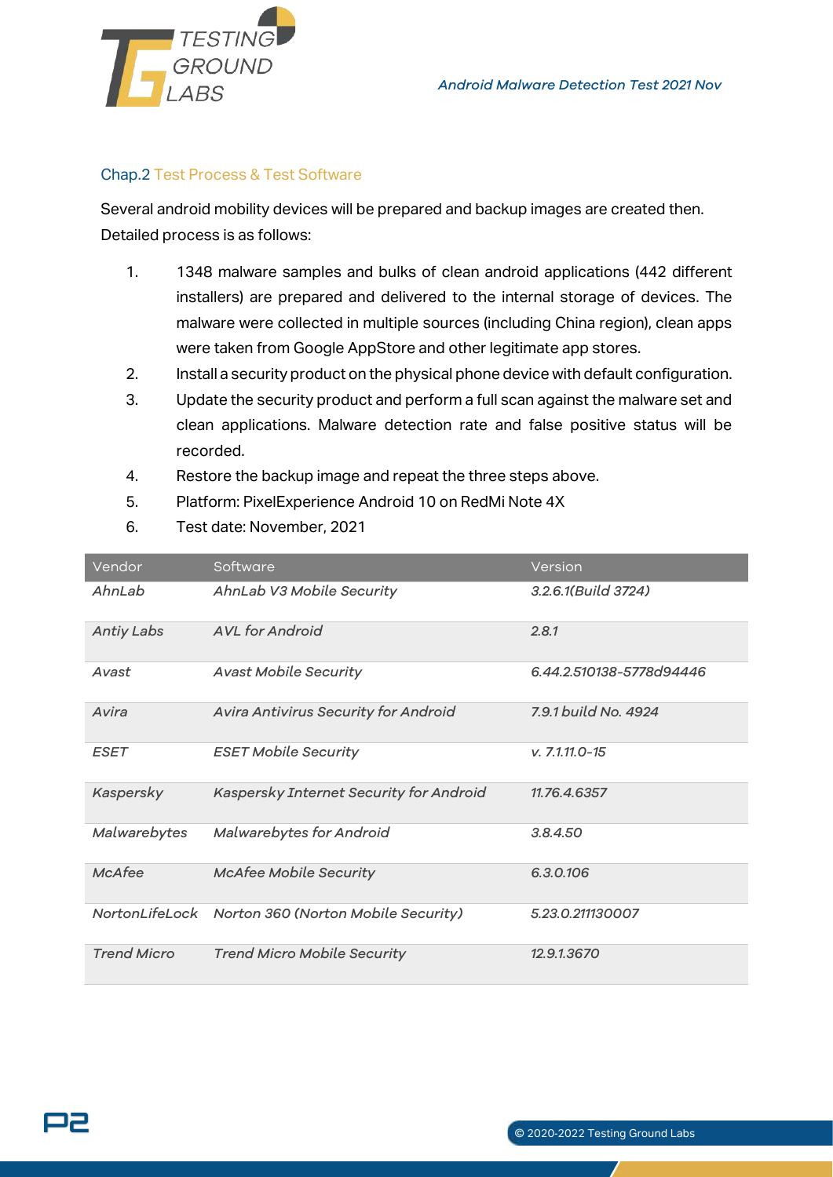## Chap.2 Test Process & Test Software

Several android mobility devices will be prepared and backup images are created then. Detailed process is as follows:

1. 1348 malware samples and bulks of clean android applications (442 different installers) are prepared and delivered to the internal storage of devices. The malware were collected in multiple sources (including China region), clean apps were taken from Google AppStore and other legitimate app stores.
2. Install a security product on the physical phone device with default configuration.
3. Update the security product and perform a full scan against the malware set and clean applications. Malware detection rate and false positive status will be recorded.
4. Restore the backup image and repeat the three steps above.
5. Platform: PixelExperience Android 10 on RedMi Note 4X
6. Test date: November, 2021

| Vendor | Software | Version |
|---|---|---|
| *AhnLab* | *AhnLab V3 Mobile Security* | *3.2.6.1(Build 3724)* |
| *Antiy Labs* | *AVL for Android* | *2.8.1* |
| *Avast* | *Avast Mobile Security* | *6.44.2.510138-5778d94446* |
| *Avira* | *Avira Antivirus Security for Android* | *7.9.1 build No. 4924* |
| *ESET* | *ESET Mobile Security* | *v. 7.1.11.0-15* |
| *Kaspersky* | *Kaspersky Internet Security for Android* | *11.76.4.6357* |
| *Malwarebytes* | *Malwarebytes for Android* | *3.8.4.50* |
| *McAfee* | *McAfee Mobile Security* | *6.3.0.106* |
| *NortonLifeLock* | *Norton 360 (Norton Mobile Security)* | *5.23.0.211130007* |
| *Trend Micro* | *Trend Micro Mobile Security* | *12.9.1.3670* |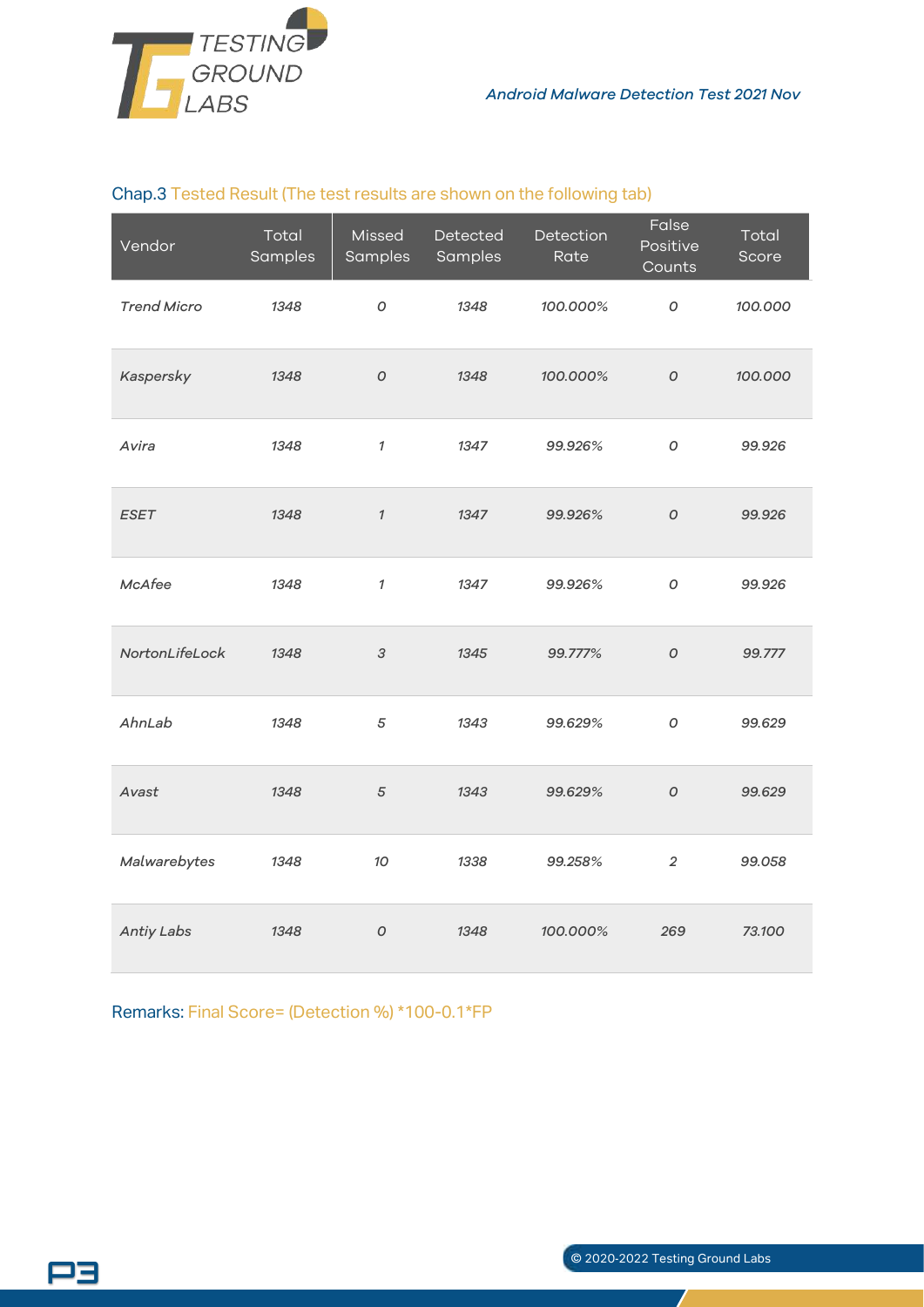## Chap.3 Tested Result (The test results are shown on the following tab)

| Vendor | Total Samples | Missed Samples | Detected Samples | Detection Rate | False Positive Counts | Total Score |
|---|---|---|---|---|---|---|
| *Trend Micro* | *1348* | *0* | *1348* | *100.000%* | *0* | *100.000* |
| *Kaspersky* | *1348* | *0* | *1348* | *100.000%* | *0* | *100.000* |
| *Avira* | *1348* | *1* | *1347* | *99.926%* | *0* | *99.926* |
| *ESET* | *1348* | *1* | *1347* | *99.926%* | *0* | *99.926* |
| *McAfee* | *1348* | *1* | *1347* | *99.926%* | *0* | *99.926* |
| *NortonLifeLock* | *1348* | *3* | *1345* | *99.777%* | *0* | *99.777* |
| *AhnLab* | *1348* | *5* | *1343* | *99.629%* | *0* | *99.629* |
| *Avast* | *1348* | *5* | *1343* | *99.629%* | *0* | *99.629* |
| *Malwarebytes* | *1348* | *10* | *1338* | *99.258%* | *2* | *99.058* |
| *Antiy Labs* | *1348* | *0* | *1348* | *100.000%* | *269* | *73.100* |

Remarks: Final Score= (Detection %) *100-0.1*FP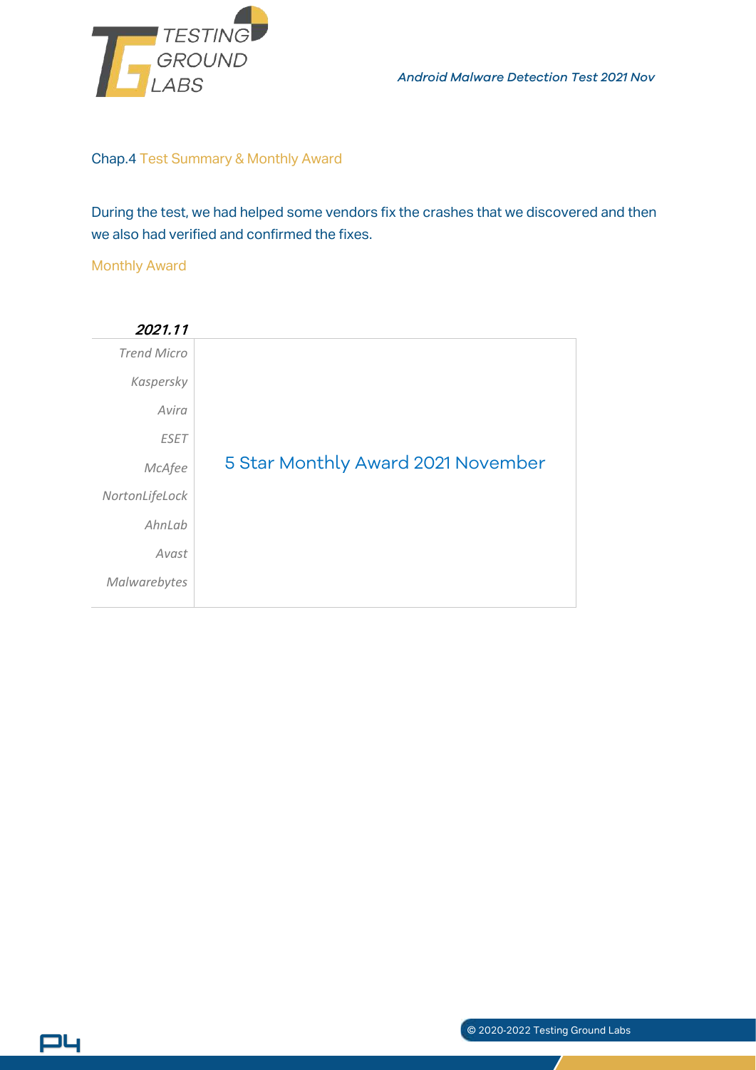## Chap.4 Test Summary & Monthly Award

During the test, we had helped some vendors fix the crashes that we discovered and then we also had verified and confirmed the fixes.

### Monthly Award

| *2021.11* | |
|---|---|
| *Trend Micro* | 5 Star Monthly Award 2021 November |
| *Kaspersky* | |
| *Avira* | |
| *ESET* | |
| *McAfee* | |
| *NortonLifeLock* | |
| *AhnLab* | |
| *Avast* | |
| *Malwarebytes* | |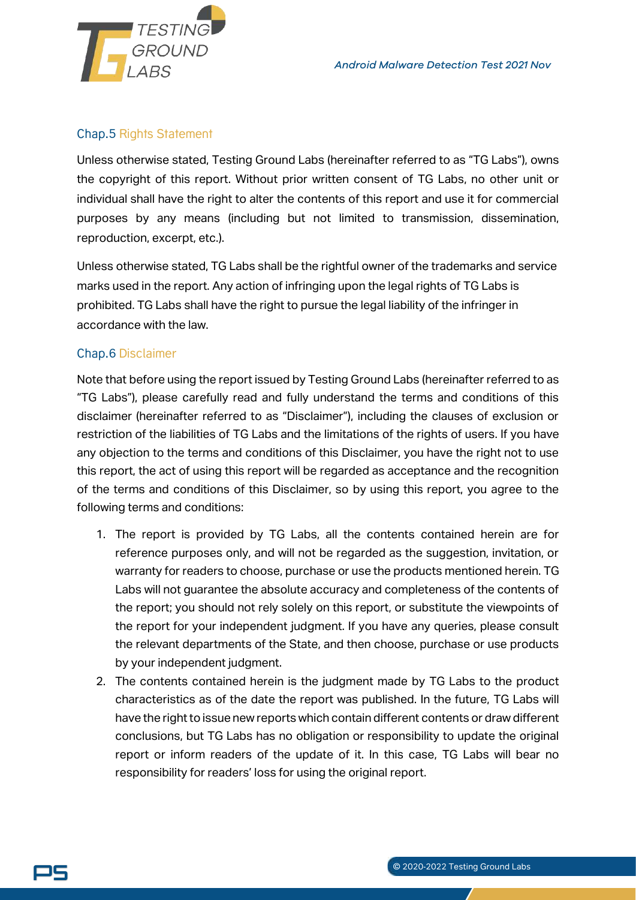## Chap.5 Rights Statement

Unless otherwise stated, Testing Ground Labs (hereinafter referred to as "TG Labs"), owns the copyright of this report. Without prior written consent of TG Labs, no other unit or individual shall have the right to alter the contents of this report and use it for commercial purposes by any means (including but not limited to transmission, dissemination, reproduction, excerpt, etc.).

Unless otherwise stated, TG Labs shall be the rightful owner of the trademarks and service marks used in the report. Any action of infringing upon the legal rights of TG Labs is prohibited. TG Labs shall have the right to pursue the legal liability of the infringer in accordance with the law.

## Chap.6 Disclaimer

Note that before using the report issued by Testing Ground Labs (hereinafter referred to as "TG Labs"), please carefully read and fully understand the terms and conditions of this disclaimer (hereinafter referred to as "Disclaimer"), including the clauses of exclusion or restriction of the liabilities of TG Labs and the limitations of the rights of users. If you have any objection to the terms and conditions of this Disclaimer, you have the right not to use this report, the act of using this report will be regarded as acceptance and the recognition of the terms and conditions of this Disclaimer, so by using this report, you agree to the following terms and conditions:

1. The report is provided by TG Labs, all the contents contained herein are for reference purposes only, and will not be regarded as the suggestion, invitation, or warranty for readers to choose, purchase or use the products mentioned herein. TG Labs will not guarantee the absolute accuracy and completeness of the contents of the report; you should not rely solely on this report, or substitute the viewpoints of the report for your independent judgment. If you have any queries, please consult the relevant departments of the State, and then choose, purchase or use products by your independent judgment.
2. The contents contained herein is the judgment made by TG Labs to the product characteristics as of the date the report was published. In the future, TG Labs will have the right to issue new reports which contain different contents or draw different conclusions, but TG Labs has no obligation or responsibility to update the original report or inform readers of the update of it. In this case, TG Labs will bear no responsibility for readers' loss for using the original report.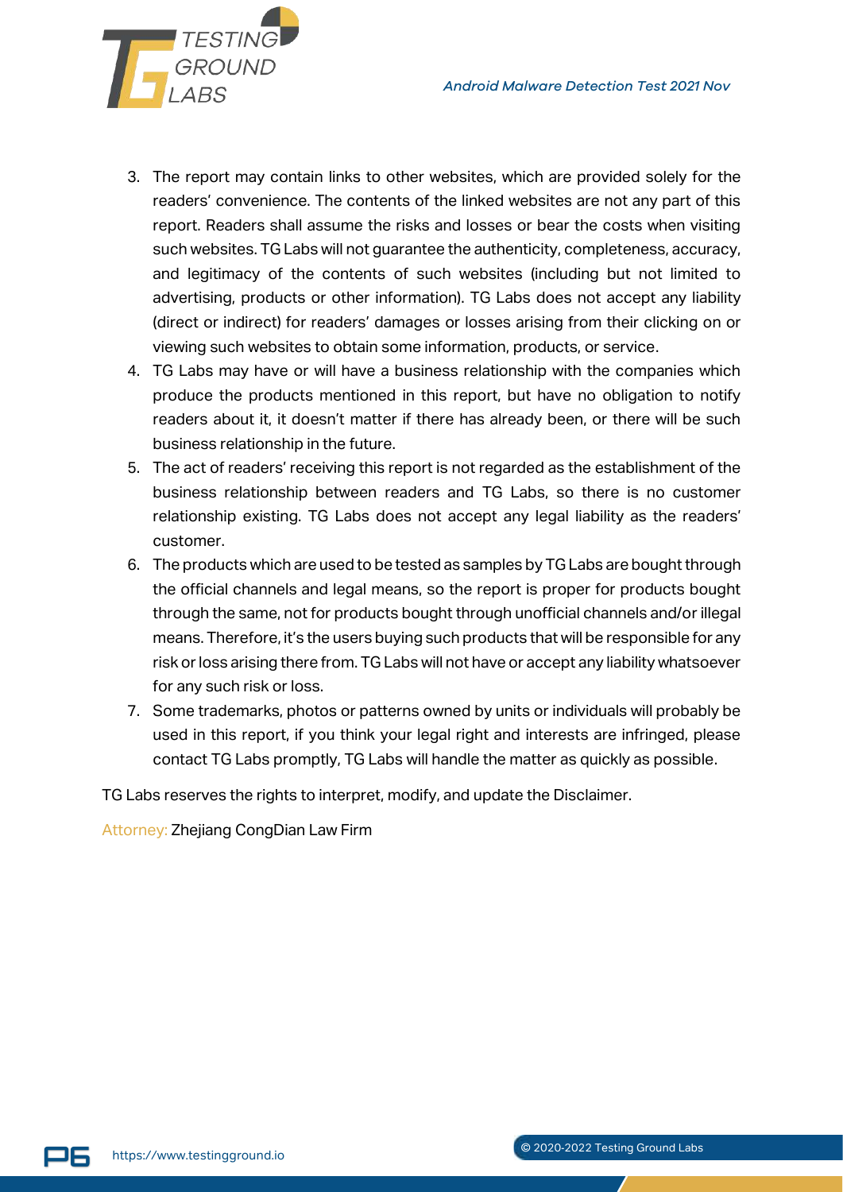3. The report may contain links to other websites, which are provided solely for the readers' convenience. The contents of the linked websites are not any part of this report. Readers shall assume the risks and losses or bear the costs when visiting such websites. TG Labs will not guarantee the authenticity, completeness, accuracy, and legitimacy of the contents of such websites (including but not limited to advertising, products or other information). TG Labs does not accept any liability (direct or indirect) for readers' damages or losses arising from their clicking on or viewing such websites to obtain some information, products, or service.
4. TG Labs may have or will have a business relationship with the companies which produce the products mentioned in this report, but have no obligation to notify readers about it, it doesn't matter if there has already been, or there will be such business relationship in the future.
5. The act of readers' receiving this report is not regarded as the establishment of the business relationship between readers and TG Labs, so there is no customer relationship existing. TG Labs does not accept any legal liability as the readers' customer.
6. The products which are used to be tested as samples by TG Labs are bought through the official channels and legal means, so the report is proper for products bought through the same, not for products bought through unofficial channels and/or illegal means. Therefore, it's the users buying such products that will be responsible for any risk or loss arising there from. TG Labs will not have or accept any liability whatsoever for any such risk or loss.
7. Some trademarks, photos or patterns owned by units or individuals will probably be used in this report, if you think your legal right and interests are infringed, please contact TG Labs promptly, TG Labs will handle the matter as quickly as possible.

TG Labs reserves the rights to interpret, modify, and update the Disclaimer.

Attorney: Zhejiang CongDian Law Firm